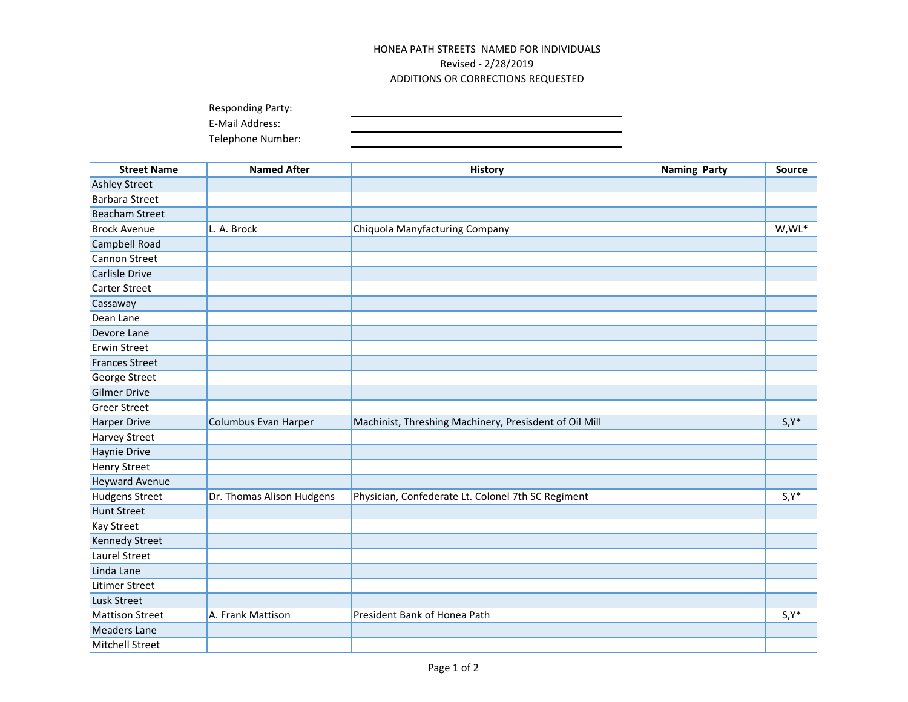HONEA PATH STREETS NAMED FOR INDIVIDUALS
Revised - 2/28/2019
ADDITIONS OR CORRECTIONS REQUESTED

Responding Party: ______________________

E-Mail Address: ______________________

Telephone Number: ______________________

| Street Name | Named After | History | Naming Party | Source |
|---|---|---|---|---|
| Ashley Street | | | | |
| Barbara Street | | | | |
| Beacham Street | | | | |
| Brock Avenue | L. A. Brock | Chiquola Manyfacturing Company | | W,WL* |
| Campbell Road | | | | |
| Cannon Street | | | | |
| Carlisle Drive | | | | |
| Carter Street | | | | |
| Cassaway | | | | |
| Dean Lane | | | | |
| Devore Lane | | | | |
| Erwin Street | | | | |
| Frances Street | | | | |
| George Street | | | | |
| Gilmer Drive | | | | |
| Greer Street | | | | |
| Harper Drive | Columbus Evan Harper | Machinist, Threshing Machinery, Presisdent of Oil Mill | | S,Y* |
| Harvey Street | | | | |
| Haynie Drive | | | | |
| Henry Street | | | | |
| Heyward Avenue | | | | |
| Hudgens Street | Dr. Thomas Alison Hudgens | Physician, Confederate Lt. Colonel 7th SC Regiment | | S,Y* |
| Hunt Street | | | | |
| Kay Street | | | | |
| Kennedy Street | | | | |
| Laurel Street | | | | |
| Linda Lane | | | | |
| Litimer Street | | | | |
| Lusk Street | | | | |
| Mattison Street | A. Frank Mattison | President Bank of Honea Path | | S,Y* |
| Meaders Lane | | | | |
| Mitchell Street | | | | |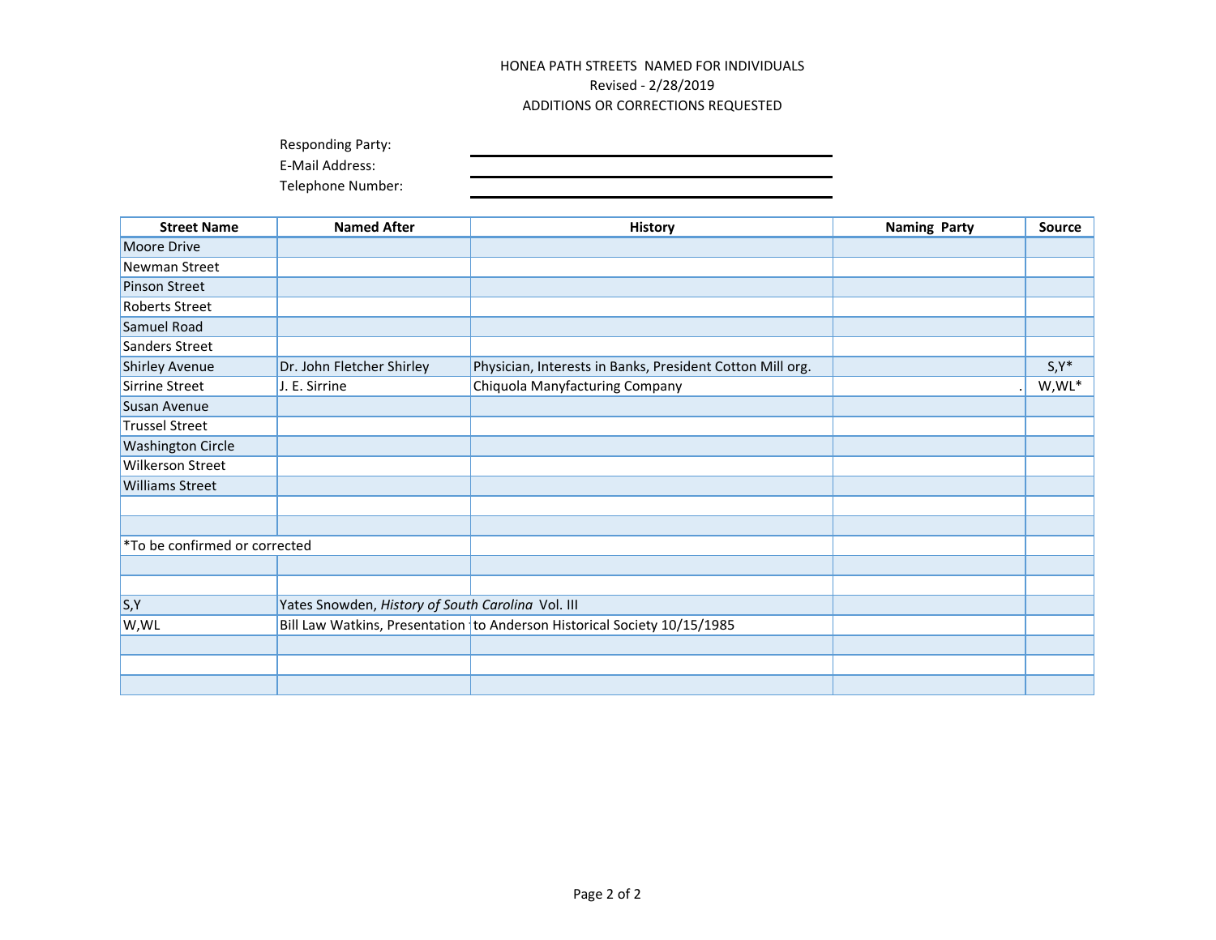HONEA PATH STREETS NAMED FOR INDIVIDUALS
Revised - 2/28/2019
ADDITIONS OR CORRECTIONS REQUESTED

Responding Party: ______________________

E-Mail Address: ______________________

Telephone Number: ______________________

| Street Name | Named After | History | Naming Party | Source |
|---|---|---|---|---|
| Moore Drive | | | | |
| Newman Street | | | | |
| Pinson Street | | | | |
| Roberts Street | | | | |
| Samuel Road | | | | |
| Sanders Street | | | | |
| Shirley Avenue | Dr. John Fletcher Shirley | Physician, Interests in Banks, President Cotton Mill org. | | S,Y* |
| Sirrine Street | J. E. Sirrine | Chiquola Manyfacturing Company | . | W,WL* |
| Susan Avenue | | | | |
| Trussel Street | | | | |
| Washington Circle | | | | |
| Wilkerson Street | | | | |
| Williams Street | | | | |

*To be confirmed or corrected

| | |
|---|---|
| S,Y | Yates Snowden, *History of South Carolina* Vol. III |
| W,WL | Bill Law Watkins, Presentation to Anderson Historical Society 10/15/1985 |